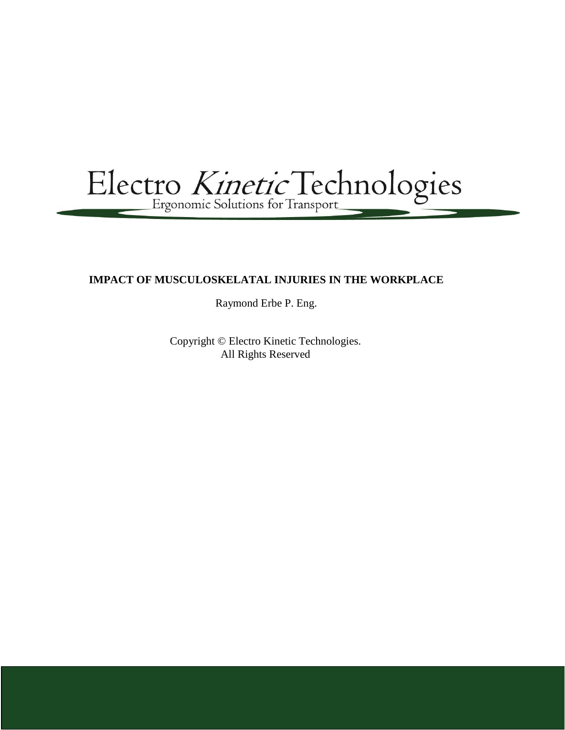Electro *Kinetic* Technologies

Ergonomic Solutions for Transport

**IMPACT OF MUSCULOSKELATAL INJURIES IN THE WORKPLACE**

Raymond Erbe P. Eng.

Copyright © Electro Kinetic Technologies.
All Rights Reserved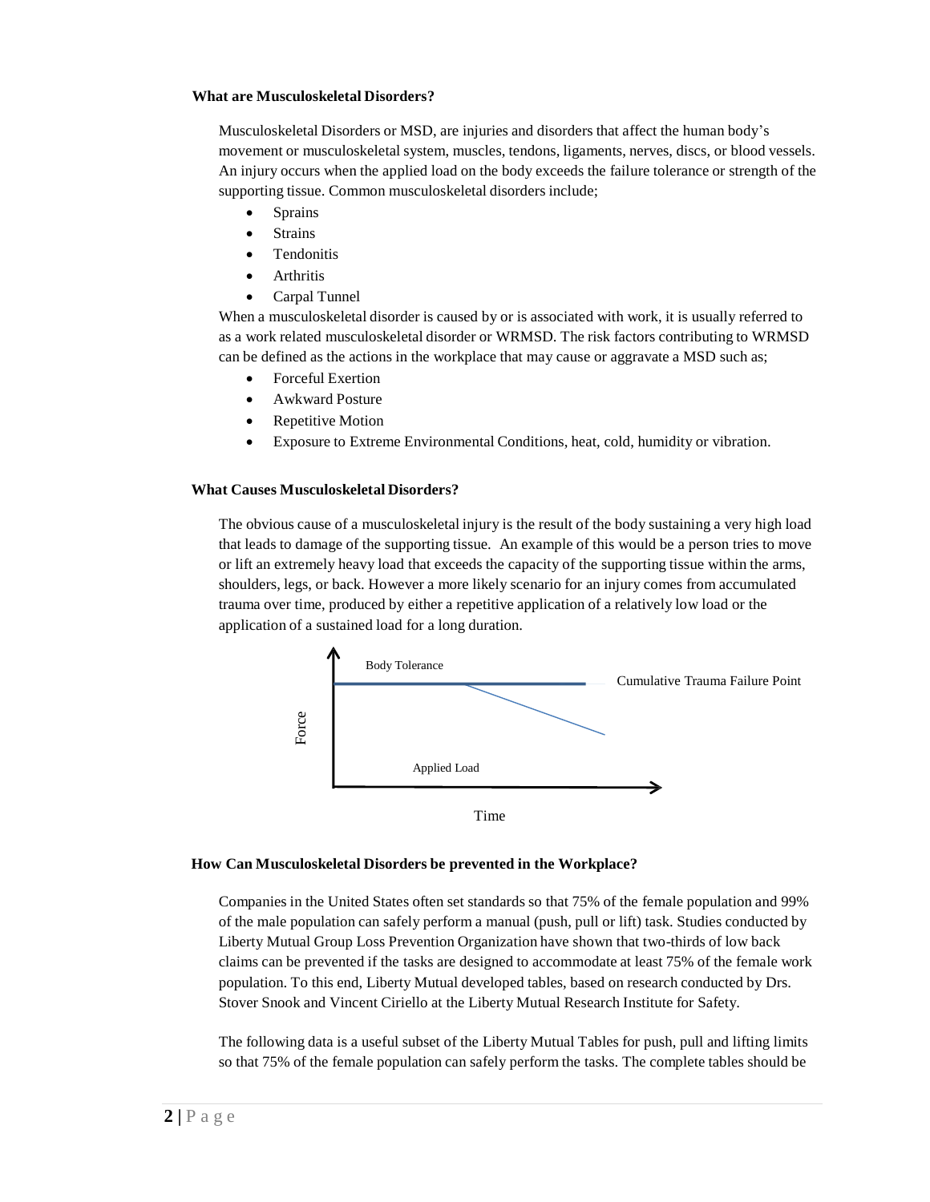### What are Musculoskeletal Disorders?

Musculoskeletal Disorders or MSD, are injuries and disorders that affect the human body's movement or musculoskeletal system, muscles, tendons, ligaments, nerves, discs, or blood vessels. An injury occurs when the applied load on the body exceeds the failure tolerance or strength of the supporting tissue. Common musculoskeletal disorders include;

- Sprains
- Strains
- Tendonitis
- Arthritis
- Carpal Tunnel

When a musculoskeletal disorder is caused by or is associated with work, it is usually referred to as a work related musculoskeletal disorder or WRMSD. The risk factors contributing to WRMSD can be defined as the actions in the workplace that may cause or aggravate a MSD such as;

- Forceful Exertion
- Awkward Posture
- Repetitive Motion
- Exposure to Extreme Environmental Conditions, heat, cold, humidity or vibration.

### What Causes Musculoskeletal Disorders?

The obvious cause of a musculoskeletal injury is the result of the body sustaining a very high load that leads to damage of the supporting tissue. An example of this would be a person tries to move or lift an extremely heavy load that exceeds the capacity of the supporting tissue within the arms, shoulders, legs, or back. However a more likely scenario for an injury comes from accumulated trauma over time, produced by either a repetitive application of a relatively low load or the application of a sustained load for a long duration.

Body Tolerance

Cumulative Trauma Failure Point

Force

Applied Load

Time

### How Can Musculoskeletal Disorders be prevented in the Workplace?

Companies in the United States often set standards so that 75% of the female population and 99% of the male population can safely perform a manual (push, pull or lift) task. Studies conducted by Liberty Mutual Group Loss Prevention Organization have shown that two-thirds of low back claims can be prevented if the tasks are designed to accommodate at least 75% of the female work population. To this end, Liberty Mutual developed tables, based on research conducted by Drs. Stover Snook and Vincent Ciriello at the Liberty Mutual Research Institute for Safety.

The following data is a useful subset of the Liberty Mutual Tables for push, pull and lifting limits so that 75% of the female population can safely perform the tasks. The complete tables should be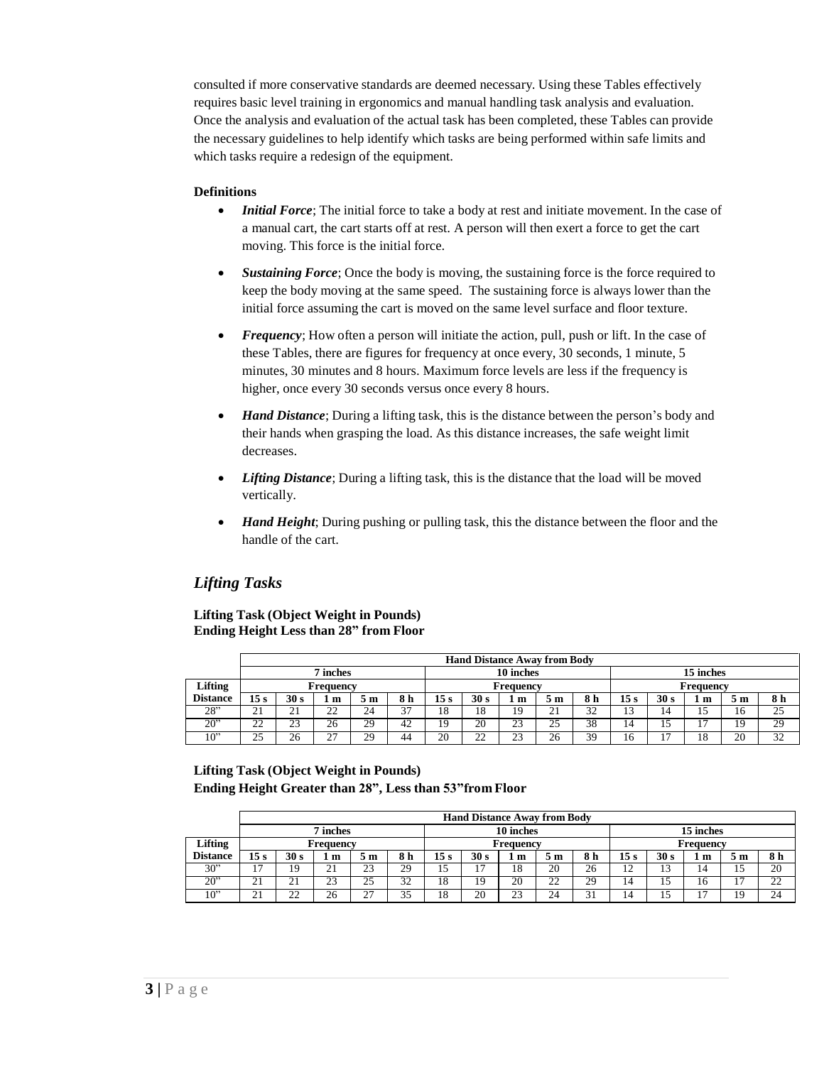consulted if more conservative standards are deemed necessary. Using these Tables effectively requires basic level training in ergonomics and manual handling task analysis and evaluation. Once the analysis and evaluation of the actual task has been completed, these Tables can provide the necessary guidelines to help identify which tasks are being performed within safe limits and which tasks require a redesign of the equipment.

**Definitions**

- ***Initial Force***; The initial force to take a body at rest and initiate movement. In the case of a manual cart, the cart starts off at rest. A person will then exert a force to get the cart moving. This force is the initial force.
- ***Sustaining Force***; Once the body is moving, the sustaining force is the force required to keep the body moving at the same speed. The sustaining force is always lower than the initial force assuming the cart is moved on the same level surface and floor texture.
- ***Frequency***; How often a person will initiate the action, pull, push or lift. In the case of these Tables, there are figures for frequency at once every, 30 seconds, 1 minute, 5 minutes, 30 minutes and 8 hours. Maximum force levels are less if the frequency is higher, once every 30 seconds versus once every 8 hours.
- ***Hand Distance***; During a lifting task, this is the distance between the person's body and their hands when grasping the load. As this distance increases, the safe weight limit decreases.
- ***Lifting Distance***; During a lifting task, this is the distance that the load will be moved vertically.
- ***Hand Height***; During pushing or pulling task, this the distance between the floor and the handle of the cart.

## *Lifting Tasks*

**Lifting Task (Object Weight in Pounds)**
**Ending Height Less than 28" from Floor**

| | Hand Distance Away from Body | | | | | | | | | | | | | | |
|---|---|---|---|---|---|---|---|---|---|---|---|---|---|---|---|
| | 7 inches | | | | | 10 inches | | | | | 15 inches | | | | |
| **Lifting** | Frequency | | | | | Frequency | | | | | Frequency | | | | |
| **Distance** | 15 s | 30 s | 1 m | 5 m | 8 h | 15 s | 30 s | 1 m | 5 m | 8 h | 15 s | 30 s | 1 m | 5 m | 8 h |
| 28" | 21 | 21 | 22 | 24 | 37 | 18 | 18 | 19 | 21 | 32 | 13 | 14 | 15 | 16 | 25 |
| 20" | 22 | 23 | 26 | 29 | 42 | 19 | 20 | 23 | 25 | 38 | 14 | 15 | 17 | 19 | 29 |
| 10" | 25 | 26 | 27 | 29 | 44 | 20 | 22 | 23 | 26 | 39 | 16 | 17 | 18 | 20 | 32 |

**Lifting Task (Object Weight in Pounds)**
**Ending Height Greater than 28", Less than 53" from Floor**

| | Hand Distance Away from Body | | | | | | | | | | | | | | |
|---|---|---|---|---|---|---|---|---|---|---|---|---|---|---|---|
| | 7 inches | | | | | 10 inches | | | | | 15 inches | | | | |
| **Lifting** | Frequency | | | | | Frequency | | | | | Frequency | | | | |
| **Distance** | 15 s | 30 s | 1 m | 5 m | 8 h | 15 s | 30 s | 1 m | 5 m | 8 h | 15 s | 30 s | 1 m | 5 m | 8 h |
| 30" | 17 | 19 | 21 | 23 | 29 | 15 | 17 | 18 | 20 | 26 | 12 | 13 | 14 | 15 | 20 |
| 20" | 21 | 21 | 23 | 25 | 32 | 18 | 19 | 20 | 22 | 29 | 14 | 15 | 16 | 17 | 22 |
| 10" | 21 | 22 | 26 | 27 | 35 | 18 | 20 | 23 | 24 | 31 | 14 | 15 | 17 | 19 | 24 |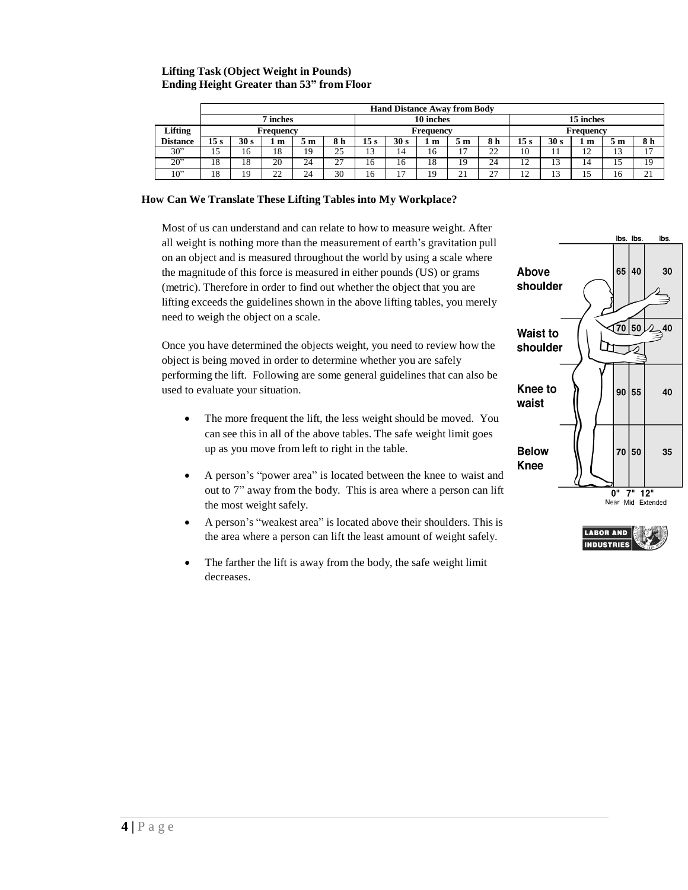**Lifting Task (Object Weight in Pounds)**
**Ending Height Greater than 53" from Floor**

| | Hand Distance Away from Body | | | | | | | | | | | | | | |
|---|---|---|---|---|---|---|---|---|---|---|---|---|---|---|---|
| | 7 inches | | | | | 10 inches | | | | | 15 inches | | | | |
| **Lifting** | **Frequency** | | | | | **Frequency** | | | | | **Frequency** | | | | |
| **Distance** | **15 s** | **30 s** | **1 m** | **5 m** | **8 h** | **15 s** | **30 s** | **1 m** | **5 m** | **8 h** | **15 s** | **30 s** | **1 m** | **5 m** | **8 h** |
| 30" | 15 | 16 | 18 | 19 | 25 | 13 | 14 | 16 | 17 | 22 | 10 | 11 | 12 | 13 | 17 |
| 20" | 18 | 18 | 20 | 24 | 27 | 16 | 16 | 18 | 19 | 24 | 12 | 13 | 14 | 15 | 19 |
| 10" | 18 | 19 | 22 | 24 | 30 | 16 | 17 | 19 | 21 | 27 | 12 | 13 | 15 | 16 | 21 |

## How Can We Translate These Lifting Tables into My Workplace?

Most of us can understand and can relate to how to measure weight. After all weight is nothing more than the measurement of earth's gravitation pull on an object and is measured throughout the world by using a scale where the magnitude of this force is measured in either pounds (US) or grams (metric). Therefore in order to find out whether the object that you are lifting exceeds the guidelines shown in the above lifting tables, you merely need to weigh the object on a scale.

Once you have determined the objects weight, you need to review how the object is being moved in order to determine whether you are safely performing the lift. Following are some general guidelines that can also be used to evaluate your situation.

- The more frequent the lift, the less weight should be moved. You can see this in all of the above tables. The safe weight limit goes up as you move from left to right in the table.
- A person's "power area" is located between the knee to waist and out to 7" away from the body. This is area where a person can lift the most weight safely.
- A person's "weakest area" is located above their shoulders. This is the area where a person can lift the least amount of weight safely.
- The farther the lift is away from the body, the safe weight limit decreases.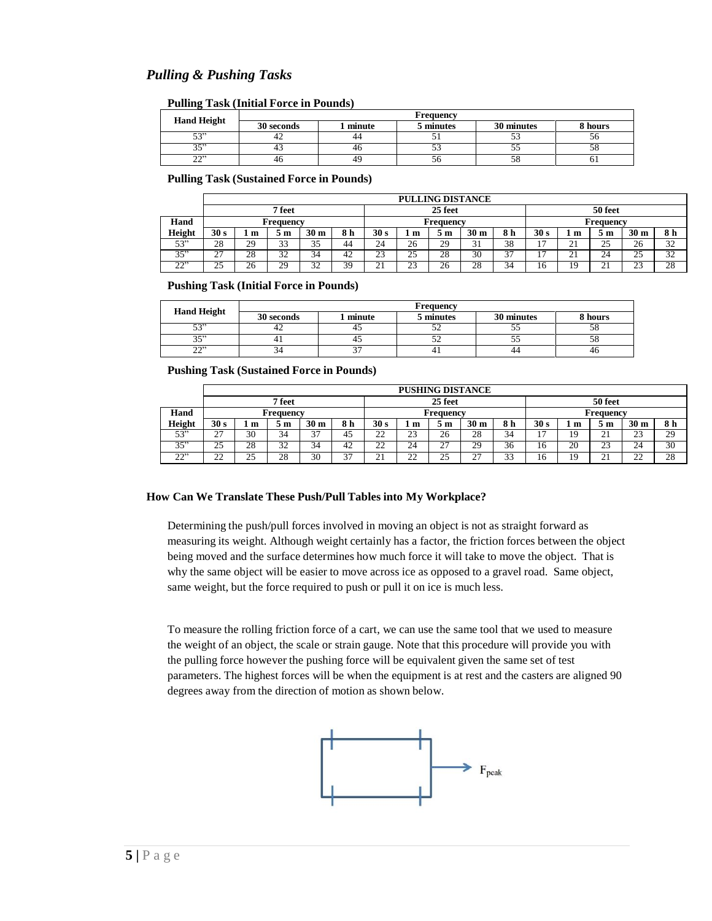## *Pulling & Pushing Tasks*

**Pulling Task (Initial Force in Pounds)**

| Hand Height | Frequency | | | | |
|---|---|---|---|---|---|
| | 30 seconds | 1 minute | 5 minutes | 30 minutes | 8 hours |
| 53" | 42 | 44 | 51 | 53 | 56 |
| 35" | 43 | 46 | 53 | 55 | 58 |
| 22" | 46 | 49 | 56 | 58 | 61 |

**Pulling Task (Sustained Force in Pounds)**

| | PULLING DISTANCE | | | | | | | | | | | | | | |
|---|---|---|---|---|---|---|---|---|---|---|---|---|---|---|---|
| | 7 feet | | | | | 25 feet | | | | | 50 feet | | | | |
| Hand | Frequency | | | | | Frequency | | | | | Frequency | | | | |
| Height | 30 s | 1 m | 5 m | 30 m | 8 h | 30 s | 1 m | 5 m | 30 m | 8 h | 30 s | 1 m | 5 m | 30 m | 8 h |
| 53" | 28 | 29 | 33 | 35 | 44 | 24 | 26 | 29 | 31 | 38 | 17 | 21 | 25 | 26 | 32 |
| 35" | 27 | 28 | 32 | 34 | 42 | 23 | 25 | 28 | 30 | 37 | 17 | 21 | 24 | 25 | 32 |
| 22" | 25 | 26 | 29 | 32 | 39 | 21 | 23 | 26 | 28 | 34 | 16 | 19 | 21 | 23 | 28 |

**Pushing Task (Initial Force in Pounds)**

| Hand Height | Frequency | | | | |
|---|---|---|---|---|---|
| | 30 seconds | 1 minute | 5 minutes | 30 minutes | 8 hours |
| 53" | 42 | 45 | 52 | 55 | 58 |
| 35" | 41 | 45 | 52 | 55 | 58 |
| 22" | 34 | 37 | 41 | 44 | 46 |

**Pushing Task (Sustained Force in Pounds)**

| | PUSHING DISTANCE | | | | | | | | | | | | | | |
|---|---|---|---|---|---|---|---|---|---|---|---|---|---|---|---|
| | 7 feet | | | | | 25 feet | | | | | 50 feet | | | | |
| Hand | Frequency | | | | | Frequency | | | | | Frequency | | | | |
| Height | 30 s | 1 m | 5 m | 30 m | 8 h | 30 s | 1 m | 5 m | 30 m | 8 h | 30 s | 1 m | 5 m | 30 m | 8 h |
| 53" | 27 | 30 | 34 | 37 | 45 | 22 | 23 | 26 | 28 | 34 | 17 | 19 | 21 | 23 | 29 |
| 35" | 25 | 28 | 32 | 34 | 42 | 22 | 24 | 27 | 29 | 36 | 16 | 20 | 23 | 24 | 30 |
| 22" | 22 | 25 | 28 | 30 | 37 | 21 | 22 | 25 | 27 | 33 | 16 | 19 | 21 | 22 | 28 |

### How Can We Translate These Push/Pull Tables into My Workplace?

Determining the push/pull forces involved in moving an object is not as straight forward as measuring its weight. Although weight certainly has a factor, the friction forces between the object being moved and the surface determines how much force it will take to move the object. That is why the same object will be easier to move across ice as opposed to a gravel road. Same object, same weight, but the force required to push or pull it on ice is much less.

To measure the rolling friction force of a cart, we can use the same tool that we used to measure the weight of an object, the scale or strain gauge. Note that this procedure will provide you with the pulling force however the pushing force will be equivalent given the same set of test parameters. The highest forces will be when the equipment is at rest and the casters are aligned 90 degrees away from the direction of motion as shown below.

$F_{peak}$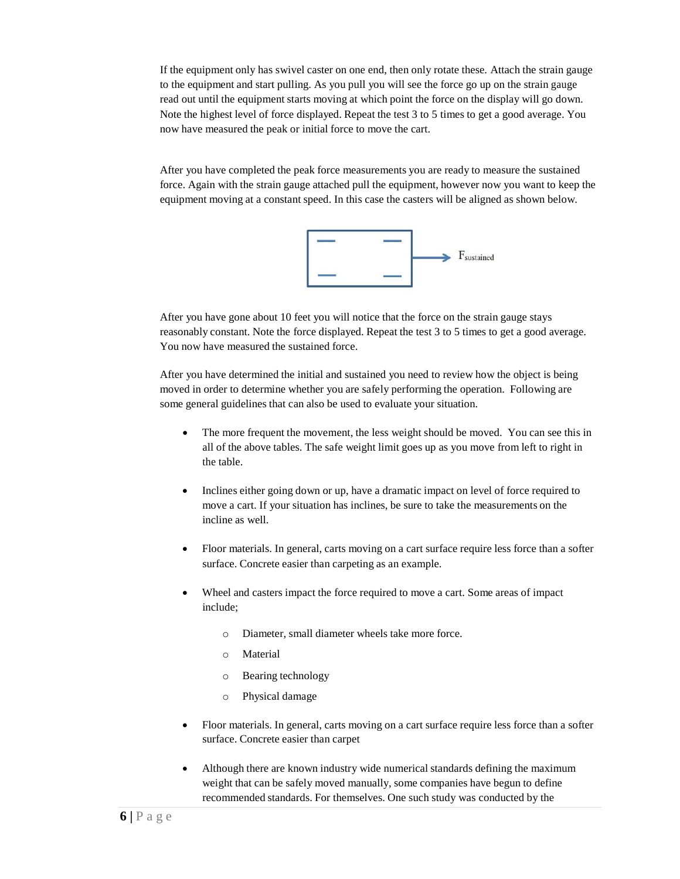If the equipment only has swivel caster on one end, then only rotate these. Attach the strain gauge to the equipment and start pulling. As you pull you will see the force go up on the strain gauge read out until the equipment starts moving at which point the force on the display will go down. Note the highest level of force displayed. Repeat the test 3 to 5 times to get a good average. You now have measured the peak or initial force to move the cart.

After you have completed the peak force measurements you are ready to measure the sustained force. Again with the strain gauge attached pull the equipment, however now you want to keep the equipment moving at a constant speed. In this case the casters will be aligned as shown below.

$F_{sustained}$

After you have gone about 10 feet you will notice that the force on the strain gauge stays reasonably constant. Note the force displayed. Repeat the test 3 to 5 times to get a good average. You now have measured the sustained force.

After you have determined the initial and sustained you need to review how the object is being moved in order to determine whether you are safely performing the operation. Following are some general guidelines that can also be used to evaluate your situation.

- The more frequent the movement, the less weight should be moved. You can see this in all of the above tables. The safe weight limit goes up as you move from left to right in the table.
- Inclines either going down or up, have a dramatic impact on level of force required to move a cart. If your situation has inclines, be sure to take the measurements on the incline as well.
- Floor materials. In general, carts moving on a cart surface require less force than a softer surface. Concrete easier than carpeting as an example.
- Wheel and casters impact the force required to move a cart. Some areas of impact include;
  - Diameter, small diameter wheels take more force.
  - Material
  - Bearing technology
  - Physical damage
- Floor materials. In general, carts moving on a cart surface require less force than a softer surface. Concrete easier than carpet
- Although there are known industry wide numerical standards defining the maximum weight that can be safely moved manually, some companies have begun to define recommended standards. For themselves. One such study was conducted by the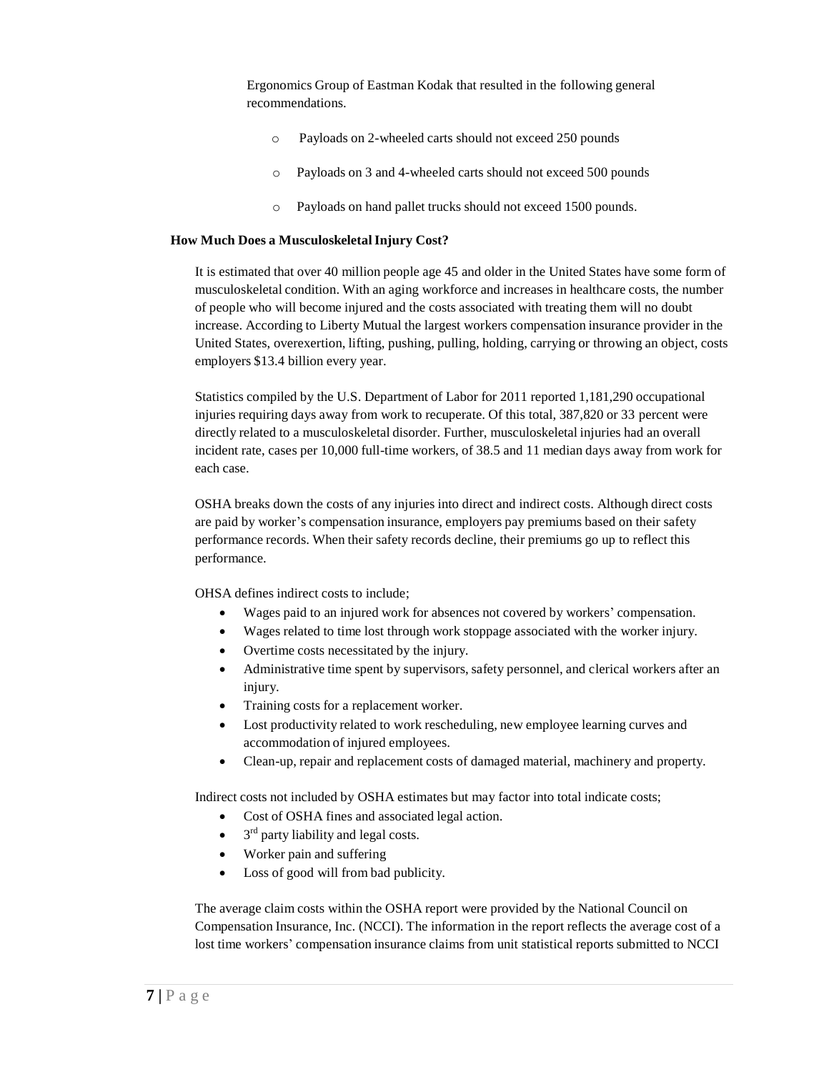Ergonomics Group of Eastman Kodak that resulted in the following general recommendations.

- Payloads on 2-wheeled carts should not exceed 250 pounds
- Payloads on 3 and 4-wheeled carts should not exceed 500 pounds
- Payloads on hand pallet trucks should not exceed 1500 pounds.

**How Much Does a Musculoskeletal Injury Cost?**

It is estimated that over 40 million people age 45 and older in the United States have some form of musculoskeletal condition. With an aging workforce and increases in healthcare costs, the number of people who will become injured and the costs associated with treating them will no doubt increase. According to Liberty Mutual the largest workers compensation insurance provider in the United States, overexertion, lifting, pushing, pulling, holding, carrying or throwing an object, costs employers $13.4 billion every year.

Statistics compiled by the U.S. Department of Labor for 2011 reported 1,181,290 occupational injuries requiring days away from work to recuperate. Of this total, 387,820 or 33 percent were directly related to a musculoskeletal disorder. Further, musculoskeletal injuries had an overall incident rate, cases per 10,000 full-time workers, of 38.5 and 11 median days away from work for each case.

OSHA breaks down the costs of any injuries into direct and indirect costs. Although direct costs are paid by worker's compensation insurance, employers pay premiums based on their safety performance records. When their safety records decline, their premiums go up to reflect this performance.

OHSA defines indirect costs to include;

- Wages paid to an injured work for absences not covered by workers' compensation.
- Wages related to time lost through work stoppage associated with the worker injury.
- Overtime costs necessitated by the injury.
- Administrative time spent by supervisors, safety personnel, and clerical workers after an injury.
- Training costs for a replacement worker.
- Lost productivity related to work rescheduling, new employee learning curves and accommodation of injured employees.
- Clean-up, repair and replacement costs of damaged material, machinery and property.

Indirect costs not included by OSHA estimates but may factor into total indicate costs;

- Cost of OSHA fines and associated legal action.
- 3rd party liability and legal costs.
- Worker pain and suffering
- Loss of good will from bad publicity.

The average claim costs within the OSHA report were provided by the National Council on Compensation Insurance, Inc. (NCCI). The information in the report reflects the average cost of a lost time workers' compensation insurance claims from unit statistical reports submitted to NCCI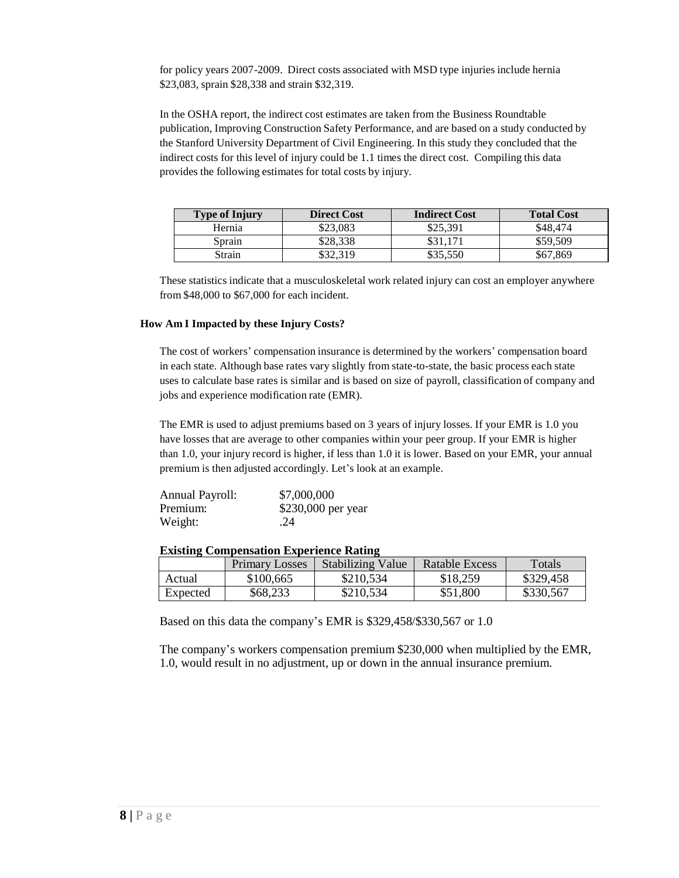for policy years 2007-2009. Direct costs associated with MSD type injuries include hernia $23,083, sprain $28,338 and strain $32,319.

In the OSHA report, the indirect cost estimates are taken from the Business Roundtable publication, Improving Construction Safety Performance, and are based on a study conducted by the Stanford University Department of Civil Engineering. In this study they concluded that the indirect costs for this level of injury could be 1.1 times the direct cost. Compiling this data provides the following estimates for total costs by injury.

| Type of Injury | Direct Cost | Indirect Cost | Total Cost |
|---|---|---|---|
| Hernia | $23,083 | $25,391 | $48,474 |
| Sprain | $28,338 | $31,171 | $59,509 |
| Strain | $32,319 | $35,550 | $67,869 |

These statistics indicate that a musculoskeletal work related injury can cost an employer anywhere from $48,000 to $67,000 for each incident.

### How Am I Impacted by these Injury Costs?

The cost of workers' compensation insurance is determined by the workers' compensation board in each state. Although base rates vary slightly from state-to-state, the basic process each state uses to calculate base rates is similar and is based on size of payroll, classification of company and jobs and experience modification rate (EMR).

The EMR is used to adjust premiums based on 3 years of injury losses. If your EMR is 1.0 you have losses that are average to other companies within your peer group. If your EMR is higher than 1.0, your injury record is higher, if less than 1.0 it is lower. Based on your EMR, your annual premium is then adjusted accordingly. Let's look at an example.

Annual Payroll: $7,000,000
Premium: $230,000 per year
Weight: .24

**Existing Compensation Experience Rating**

| | Primary Losses | Stabilizing Value | Ratable Excess | Totals |
|---|---|---|---|---|
| Actual | $100,665 | $210,534 | $18,259 | $329,458 |
| Expected | $68,233 | $210,534 | $51,800 | $330,567 |

Based on this data the company's EMR is $329,458/$330,567 or 1.0

The company's workers compensation premium $230,000 when multiplied by the EMR, 1.0, would result in no adjustment, up or down in the annual insurance premium.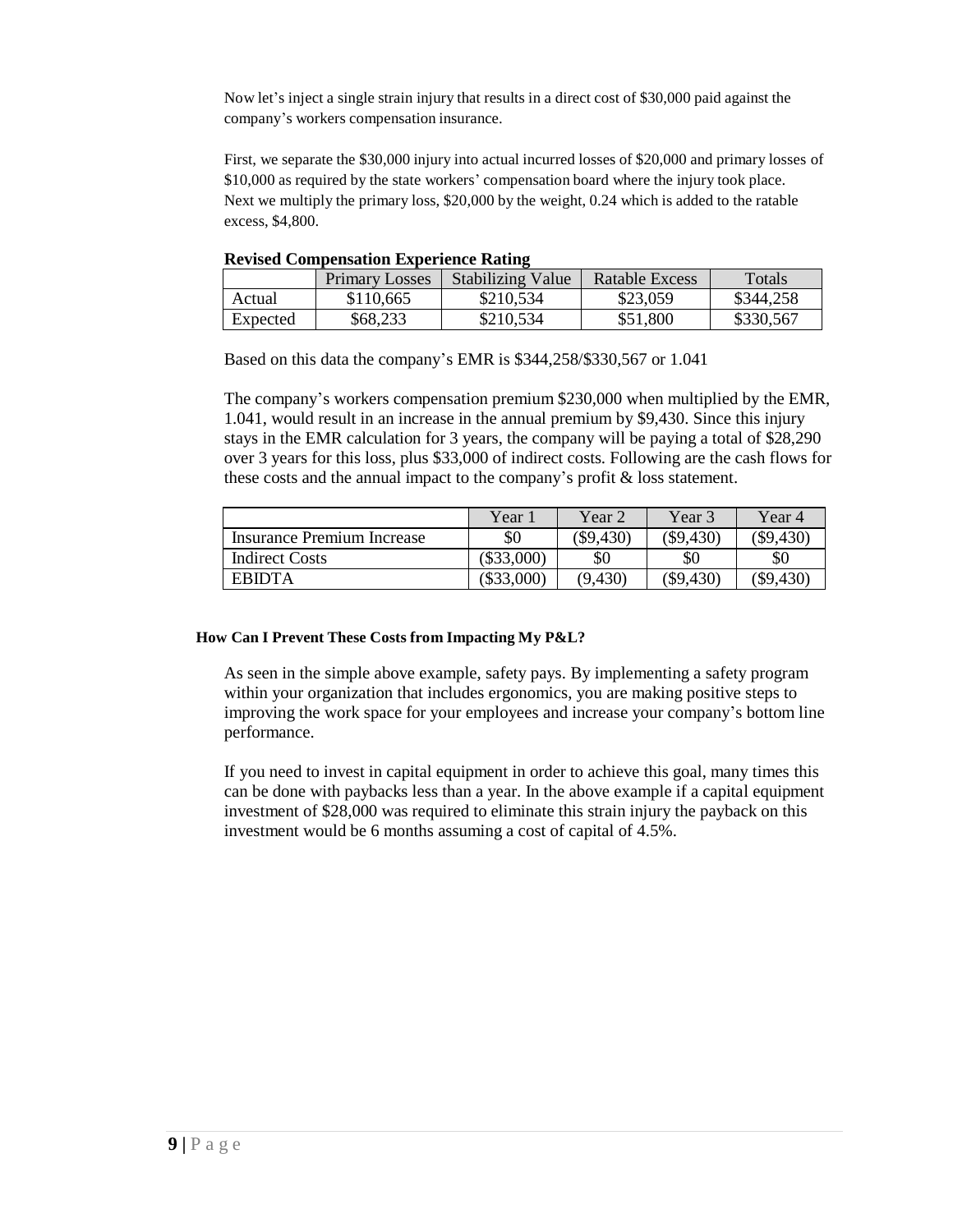Now let's inject a single strain injury that results in a direct cost of $30,000 paid against the company's workers compensation insurance.

First, we separate the $30,000 injury into actual incurred losses of $20,000 and primary losses of $10,000 as required by the state workers' compensation board where the injury took place. Next we multiply the primary loss, $20,000 by the weight, 0.24 which is added to the ratable excess, $4,800.

**Revised Compensation Experience Rating**

| | Primary Losses | Stabilizing Value | Ratable Excess | Totals |
|---|---|---|---|---|
| Actual | $110,665 | $210,534 | $23,059 | $344,258 |
| Expected | $68,233 | $210,534 | $51,800 | $330,567 |

Based on this data the company's EMR is $344,258/$330,567 or 1.041

The company's workers compensation premium $230,000 when multiplied by the EMR, 1.041, would result in an increase in the annual premium by $9,430. Since this injury stays in the EMR calculation for 3 years, the company will be paying a total of $28,290 over 3 years for this loss, plus $33,000 of indirect costs. Following are the cash flows for these costs and the annual impact to the company's profit & loss statement.

| | Year 1 | Year 2 | Year 3 | Year 4 |
|---|---|---|---|---|
| Insurance Premium Increase | $0 | ($9,430) | ($9,430) | ($9,430) |
| Indirect Costs | ($33,000) | $0 | $0 | $0 |
| EBIDTA | ($33,000) | (9,430) | ($9,430) | ($9,430) |

**How Can I Prevent These Costs from Impacting My P&L?**

As seen in the simple above example, safety pays. By implementing a safety program within your organization that includes ergonomics, you are making positive steps to improving the work space for your employees and increase your company's bottom line performance.

If you need to invest in capital equipment in order to achieve this goal, many times this can be done with paybacks less than a year. In the above example if a capital equipment investment of $28,000 was required to eliminate this strain injury the payback on this investment would be 6 months assuming a cost of capital of 4.5%.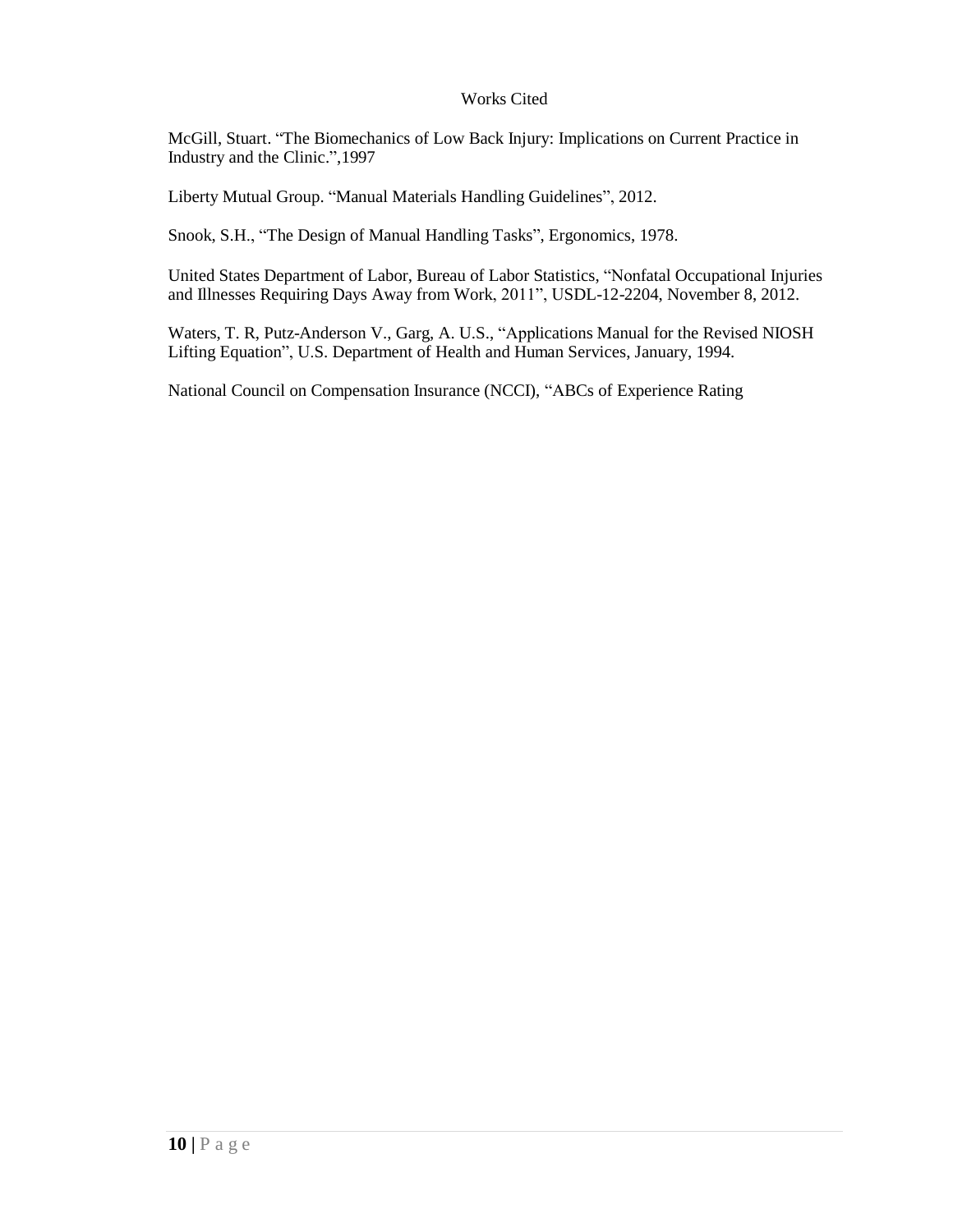# Works Cited

McGill, Stuart. "The Biomechanics of Low Back Injury: Implications on Current Practice in Industry and the Clinic.",1997

Liberty Mutual Group. "Manual Materials Handling Guidelines", 2012.

Snook, S.H., "The Design of Manual Handling Tasks", Ergonomics, 1978.

United States Department of Labor, Bureau of Labor Statistics, "Nonfatal Occupational Injuries and Illnesses Requiring Days Away from Work, 2011", USDL-12-2204, November 8, 2012.

Waters, T. R, Putz-Anderson V., Garg, A. U.S., "Applications Manual for the Revised NIOSH Lifting Equation", U.S. Department of Health and Human Services, January, 1994.

National Council on Compensation Insurance (NCCI), "ABCs of Experience Rating